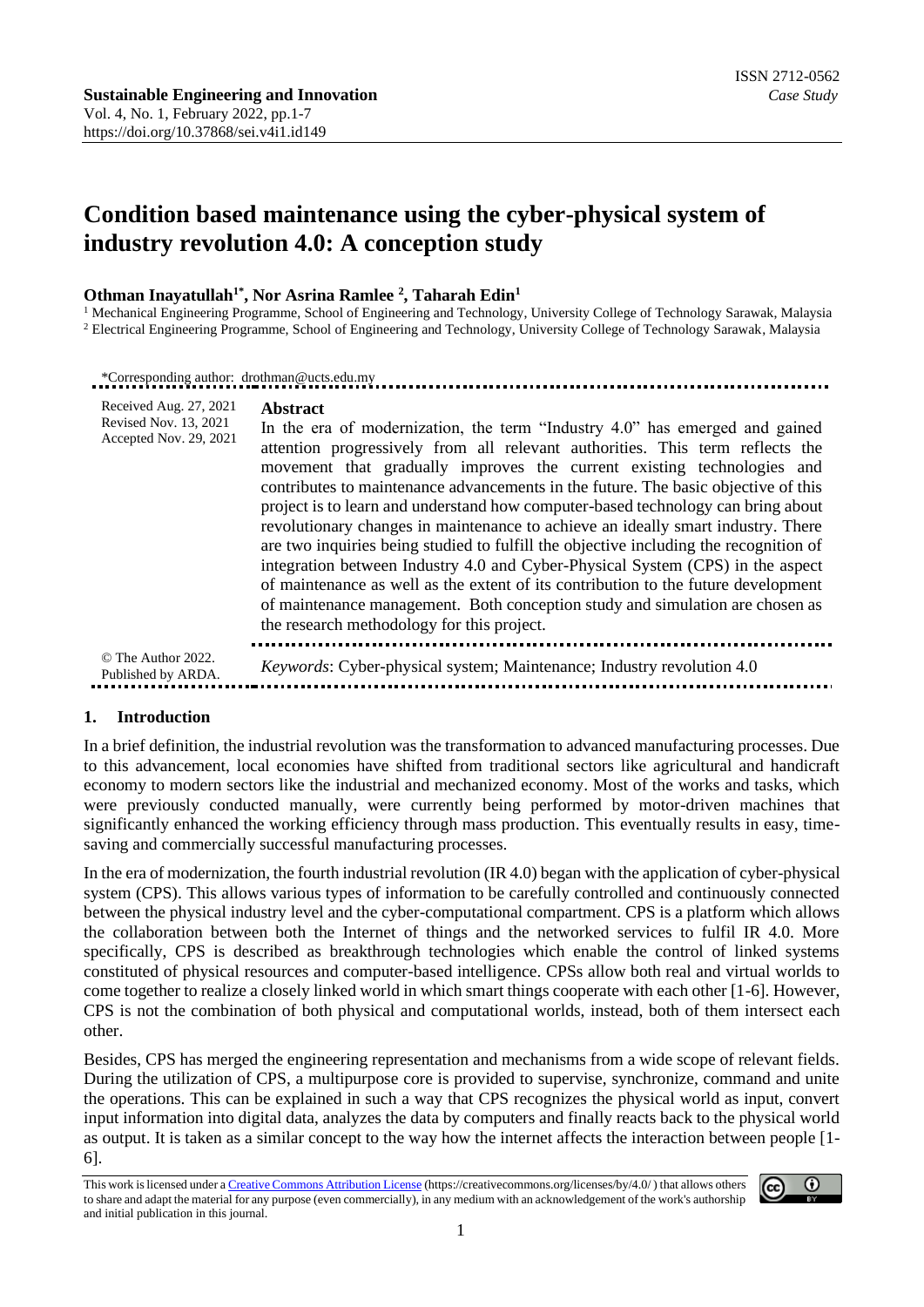# Condition based maintenance using the cyber-physical system of industry revolution 4.0: A conception study

**Othman Inayatullah[1*], Nor Asrina Ramlee [2], Taharah Edin[1]**

[1] Mechanical Engineering Programme, School of Engineering and Technology, University College of Technology Sarawak, Malaysia
[2] Electrical Engineering Programme, School of Engineering and Technology, University College of Technology Sarawak, Malaysia

*Corresponding author: drothman@ucts.edu.my

Received Aug. 27, 2021
Revised Nov. 13, 2021
Accepted Nov. 29, 2021

## Abstract

In the era of modernization, the term "Industry 4.0" has emerged and gained attention progressively from all relevant authorities. This term reflects the movement that gradually improves the current existing technologies and contributes to maintenance advancements in the future. The basic objective of this project is to learn and understand how computer-based technology can bring about revolutionary changes in maintenance to achieve an ideally smart industry. There are two inquiries being studied to fulfill the objective including the recognition of integration between Industry 4.0 and Cyber-Physical System (CPS) in the aspect of maintenance as well as the extent of its contribution to the future development of maintenance management. Both conception study and simulation are chosen as the research methodology for this project.

© The Author 2022.
Published by ARDA.

*Keywords*: Cyber-physical system; Maintenance; Industry revolution 4.0

## 1. Introduction

In a brief definition, the industrial revolution was the transformation to advanced manufacturing processes. Due to this advancement, local economies have shifted from traditional sectors like agricultural and handicraft economy to modern sectors like the industrial and mechanized economy. Most of the works and tasks, which were previously conducted manually, were currently being performed by motor-driven machines that significantly enhanced the working efficiency through mass production. This eventually results in easy, time-saving and commercially successful manufacturing processes.

In the era of modernization, the fourth industrial revolution (IR 4.0) began with the application of cyber-physical system (CPS). This allows various types of information to be carefully controlled and continuously connected between the physical industry level and the cyber-computational compartment. CPS is a platform which allows the collaboration between both the Internet of things and the networked services to fulfil IR 4.0. More specifically, CPS is described as breakthrough technologies which enable the control of linked systems constituted of physical resources and computer-based intelligence. CPSs allow both real and virtual worlds to come together to realize a closely linked world in which smart things cooperate with each other [1-6]. However, CPS is not the combination of both physical and computational worlds, instead, both of them intersect each other.

Besides, CPS has merged the engineering representation and mechanisms from a wide scope of relevant fields. During the utilization of CPS, a multipurpose core is provided to supervise, synchronize, command and unite the operations. This can be explained in such a way that CPS recognizes the physical world as input, convert input information into digital data, analyzes the data by computers and finally reacts back to the physical world as output. It is taken as a similar concept to the way how the internet affects the interaction between people [1-6].

This work is licensed under a Creative Commons Attribution License (https://creativecommons.org/licenses/by/4.0/ ) that allows others to share and adapt the material for any purpose (even commercially), in any medium with an acknowledgement of the work's authorship and initial publication in this journal.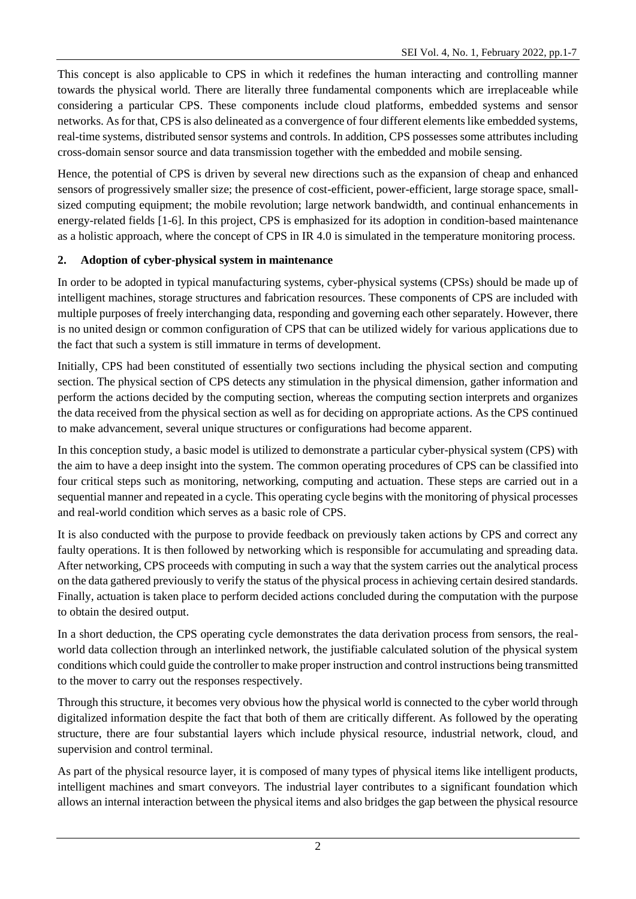This concept is also applicable to CPS in which it redefines the human interacting and controlling manner towards the physical world. There are literally three fundamental components which are irreplaceable while considering a particular CPS. These components include cloud platforms, embedded systems and sensor networks. As for that, CPS is also delineated as a convergence of four different elements like embedded systems, real-time systems, distributed sensor systems and controls. In addition, CPS possesses some attributes including cross-domain sensor source and data transmission together with the embedded and mobile sensing.

Hence, the potential of CPS is driven by several new directions such as the expansion of cheap and enhanced sensors of progressively smaller size; the presence of cost-efficient, power-efficient, large storage space, small-sized computing equipment; the mobile revolution; large network bandwidth, and continual enhancements in energy-related fields [1-6]. In this project, CPS is emphasized for its adoption in condition-based maintenance as a holistic approach, where the concept of CPS in IR 4.0 is simulated in the temperature monitoring process.

## 2. Adoption of cyber-physical system in maintenance

In order to be adopted in typical manufacturing systems, cyber-physical systems (CPSs) should be made up of intelligent machines, storage structures and fabrication resources. These components of CPS are included with multiple purposes of freely interchanging data, responding and governing each other separately. However, there is no united design or common configuration of CPS that can be utilized widely for various applications due to the fact that such a system is still immature in terms of development.

Initially, CPS had been constituted of essentially two sections including the physical section and computing section. The physical section of CPS detects any stimulation in the physical dimension, gather information and perform the actions decided by the computing section, whereas the computing section interprets and organizes the data received from the physical section as well as for deciding on appropriate actions. As the CPS continued to make advancement, several unique structures or configurations had become apparent.

In this conception study, a basic model is utilized to demonstrate a particular cyber-physical system (CPS) with the aim to have a deep insight into the system. The common operating procedures of CPS can be classified into four critical steps such as monitoring, networking, computing and actuation. These steps are carried out in a sequential manner and repeated in a cycle. This operating cycle begins with the monitoring of physical processes and real-world condition which serves as a basic role of CPS.

It is also conducted with the purpose to provide feedback on previously taken actions by CPS and correct any faulty operations. It is then followed by networking which is responsible for accumulating and spreading data. After networking, CPS proceeds with computing in such a way that the system carries out the analytical process on the data gathered previously to verify the status of the physical process in achieving certain desired standards. Finally, actuation is taken place to perform decided actions concluded during the computation with the purpose to obtain the desired output.

In a short deduction, the CPS operating cycle demonstrates the data derivation process from sensors, the real-world data collection through an interlinked network, the justifiable calculated solution of the physical system conditions which could guide the controller to make proper instruction and control instructions being transmitted to the mover to carry out the responses respectively.

Through this structure, it becomes very obvious how the physical world is connected to the cyber world through digitalized information despite the fact that both of them are critically different. As followed by the operating structure, there are four substantial layers which include physical resource, industrial network, cloud, and supervision and control terminal.

As part of the physical resource layer, it is composed of many types of physical items like intelligent products, intelligent machines and smart conveyors. The industrial layer contributes to a significant foundation which allows an internal interaction between the physical items and also bridges the gap between the physical resource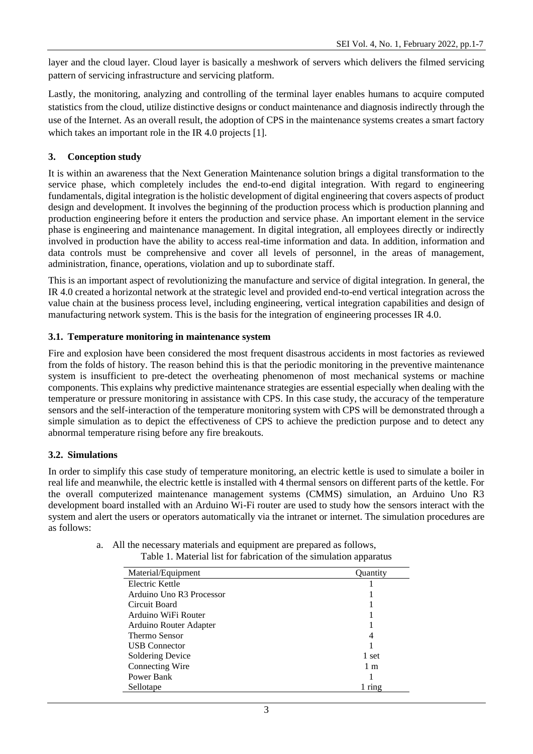layer and the cloud layer. Cloud layer is basically a meshwork of servers which delivers the filmed servicing pattern of servicing infrastructure and servicing platform.

Lastly, the monitoring, analyzing and controlling of the terminal layer enables humans to acquire computed statistics from the cloud, utilize distinctive designs or conduct maintenance and diagnosis indirectly through the use of the Internet. As an overall result, the adoption of CPS in the maintenance systems creates a smart factory which takes an important role in the IR 4.0 projects [1].

## 3. Conception study

It is within an awareness that the Next Generation Maintenance solution brings a digital transformation to the service phase, which completely includes the end-to-end digital integration. With regard to engineering fundamentals, digital integration is the holistic development of digital engineering that covers aspects of product design and development. It involves the beginning of the production process which is production planning and production engineering before it enters the production and service phase. An important element in the service phase is engineering and maintenance management. In digital integration, all employees directly or indirectly involved in production have the ability to access real-time information and data. In addition, information and data controls must be comprehensive and cover all levels of personnel, in the areas of management, administration, finance, operations, violation and up to subordinate staff.

This is an important aspect of revolutionizing the manufacture and service of digital integration. In general, the IR 4.0 created a horizontal network at the strategic level and provided end-to-end vertical integration across the value chain at the business process level, including engineering, vertical integration capabilities and design of manufacturing network system. This is the basis for the integration of engineering processes IR 4.0.

### 3.1. Temperature monitoring in maintenance system

Fire and explosion have been considered the most frequent disastrous accidents in most factories as reviewed from the folds of history. The reason behind this is that the periodic monitoring in the preventive maintenance system is insufficient to pre-detect the overheating phenomenon of most mechanical systems or machine components. This explains why predictive maintenance strategies are essential especially when dealing with the temperature or pressure monitoring in assistance with CPS. In this case study, the accuracy of the temperature sensors and the self-interaction of the temperature monitoring system with CPS will be demonstrated through a simple simulation as to depict the effectiveness of CPS to achieve the prediction purpose and to detect any abnormal temperature rising before any fire breakouts.

### 3.2. Simulations

In order to simplify this case study of temperature monitoring, an electric kettle is used to simulate a boiler in real life and meanwhile, the electric kettle is installed with 4 thermal sensors on different parts of the kettle. For the overall computerized maintenance management systems (CMMS) simulation, an Arduino Uno R3 development board installed with an Arduino Wi-Fi router are used to study how the sensors interact with the system and alert the users or operators automatically via the intranet or internet. The simulation procedures are as follows:

a. All the necessary materials and equipment are prepared as follows,

Table 1. Material list for fabrication of the simulation apparatus

| Material/Equipment | Quantity |
|---|---|
| Electric Kettle | 1 |
| Arduino Uno R3 Processor | 1 |
| Circuit Board | 1 |
| Arduino WiFi Router | 1 |
| Arduino Router Adapter | 1 |
| Thermo Sensor | 4 |
| USB Connector | 1 |
| Soldering Device | 1 set |
| Connecting Wire | 1 m |
| Power Bank | 1 |
| Sellotape | 1 ring |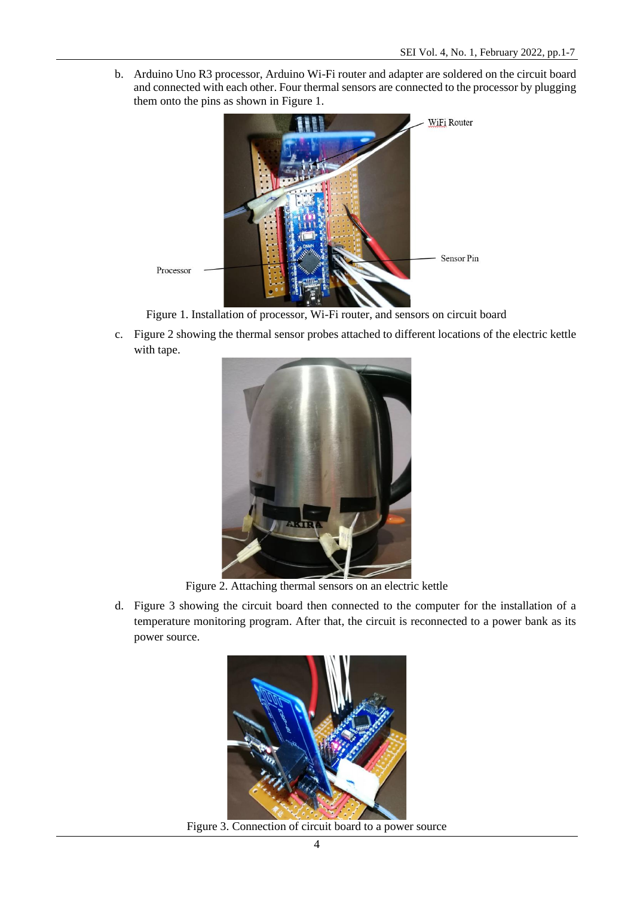b. Arduino Uno R3 processor, Arduino Wi-Fi router and adapter are soldered on the circuit board and connected with each other. Four thermal sensors are connected to the processor by plugging them onto the pins as shown in Figure 1.

Figure 1. Installation of processor, Wi-Fi router, and sensors on circuit board

c. Figure 2 showing the thermal sensor probes attached to different locations of the electric kettle with tape.

Figure 2. Attaching thermal sensors on an electric kettle

d. Figure 3 showing the circuit board then connected to the computer for the installation of a temperature monitoring program. After that, the circuit is reconnected to a power bank as its power source.

Figure 3. Connection of circuit board to a power source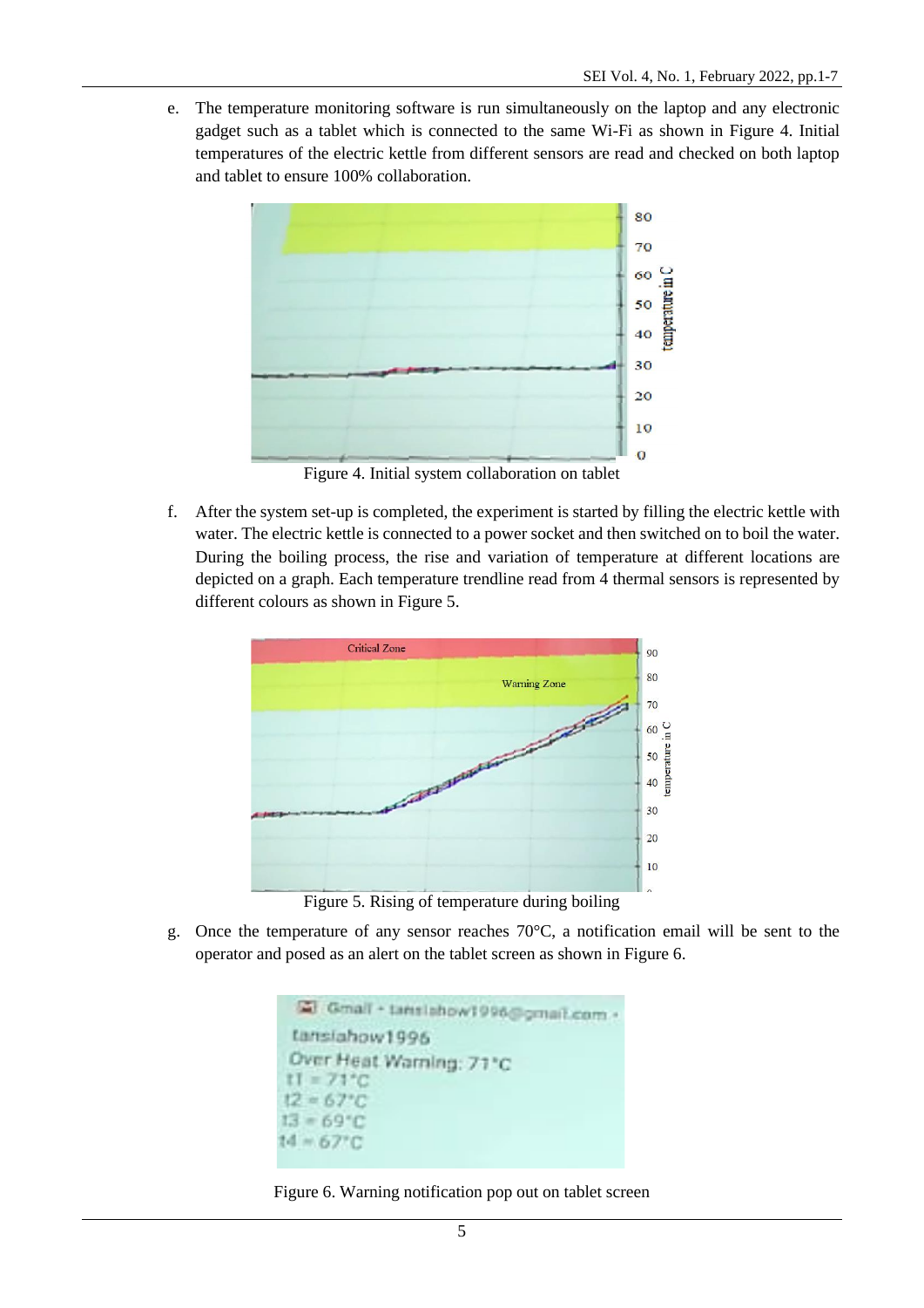e. The temperature monitoring software is run simultaneously on the laptop and any electronic gadget such as a tablet which is connected to the same Wi-Fi as shown in Figure 4. Initial temperatures of the electric kettle from different sensors are read and checked on both laptop and tablet to ensure 100% collaboration.

Figure 4. Initial system collaboration on tablet

f. After the system set-up is completed, the experiment is started by filling the electric kettle with water. The electric kettle is connected to a power socket and then switched on to boil the water. During the boiling process, the rise and variation of temperature at different locations are depicted on a graph. Each temperature trendline read from 4 thermal sensors is represented by different colours as shown in Figure 5.

Figure 5. Rising of temperature during boiling

g. Once the temperature of any sensor reaches 70°C, a notification email will be sent to the operator and posed as an alert on the tablet screen as shown in Figure 6.

Figure 6. Warning notification pop out on tablet screen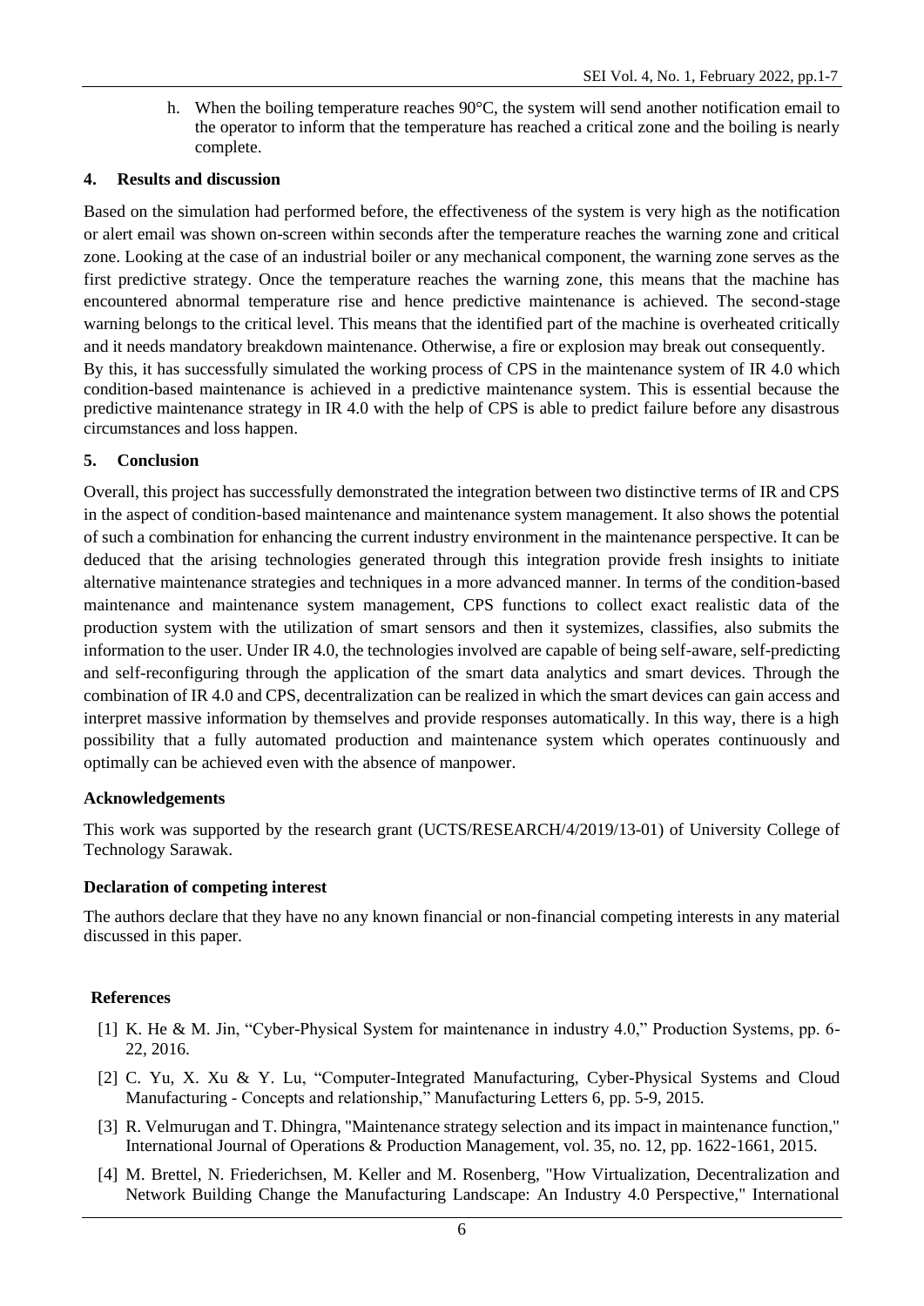h. When the boiling temperature reaches 90°C, the system will send another notification email to the operator to inform that the temperature has reached a critical zone and the boiling is nearly complete.

## 4. Results and discussion

Based on the simulation had performed before, the effectiveness of the system is very high as the notification or alert email was shown on-screen within seconds after the temperature reaches the warning zone and critical zone. Looking at the case of an industrial boiler or any mechanical component, the warning zone serves as the first predictive strategy. Once the temperature reaches the warning zone, this means that the machine has encountered abnormal temperature rise and hence predictive maintenance is achieved. The second-stage warning belongs to the critical level. This means that the identified part of the machine is overheated critically and it needs mandatory breakdown maintenance. Otherwise, a fire or explosion may break out consequently.

By this, it has successfully simulated the working process of CPS in the maintenance system of IR 4.0 which condition-based maintenance is achieved in a predictive maintenance system. This is essential because the predictive maintenance strategy in IR 4.0 with the help of CPS is able to predict failure before any disastrous circumstances and loss happen.

## 5. Conclusion

Overall, this project has successfully demonstrated the integration between two distinctive terms of IR and CPS in the aspect of condition-based maintenance and maintenance system management. It also shows the potential of such a combination for enhancing the current industry environment in the maintenance perspective. It can be deduced that the arising technologies generated through this integration provide fresh insights to initiate alternative maintenance strategies and techniques in a more advanced manner. In terms of the condition-based maintenance and maintenance system management, CPS functions to collect exact realistic data of the production system with the utilization of smart sensors and then it systemizes, classifies, also submits the information to the user. Under IR 4.0, the technologies involved are capable of being self-aware, self-predicting and self-reconfiguring through the application of the smart data analytics and smart devices. Through the combination of IR 4.0 and CPS, decentralization can be realized in which the smart devices can gain access and interpret massive information by themselves and provide responses automatically. In this way, there is a high possibility that a fully automated production and maintenance system which operates continuously and optimally can be achieved even with the absence of manpower.

## Acknowledgements

This work was supported by the research grant (UCTS/RESEARCH/4/2019/13-01) of University College of Technology Sarawak.

## Declaration of competing interest

The authors declare that they have no any known financial or non-financial competing interests in any material discussed in this paper.

## References

[1] K. He & M. Jin, "Cyber-Physical System for maintenance in industry 4.0," Production Systems, pp. 6-22, 2016.

[2] C. Yu, X. Xu & Y. Lu, "Computer-Integrated Manufacturing, Cyber-Physical Systems and Cloud Manufacturing - Concepts and relationship," Manufacturing Letters 6, pp. 5-9, 2015.

[3] R. Velmurugan and T. Dhingra, "Maintenance strategy selection and its impact in maintenance function," International Journal of Operations & Production Management, vol. 35, no. 12, pp. 1622-1661, 2015.

[4] M. Brettel, N. Friederichsen, M. Keller and M. Rosenberg, "How Virtualization, Decentralization and Network Building Change the Manufacturing Landscape: An Industry 4.0 Perspective," International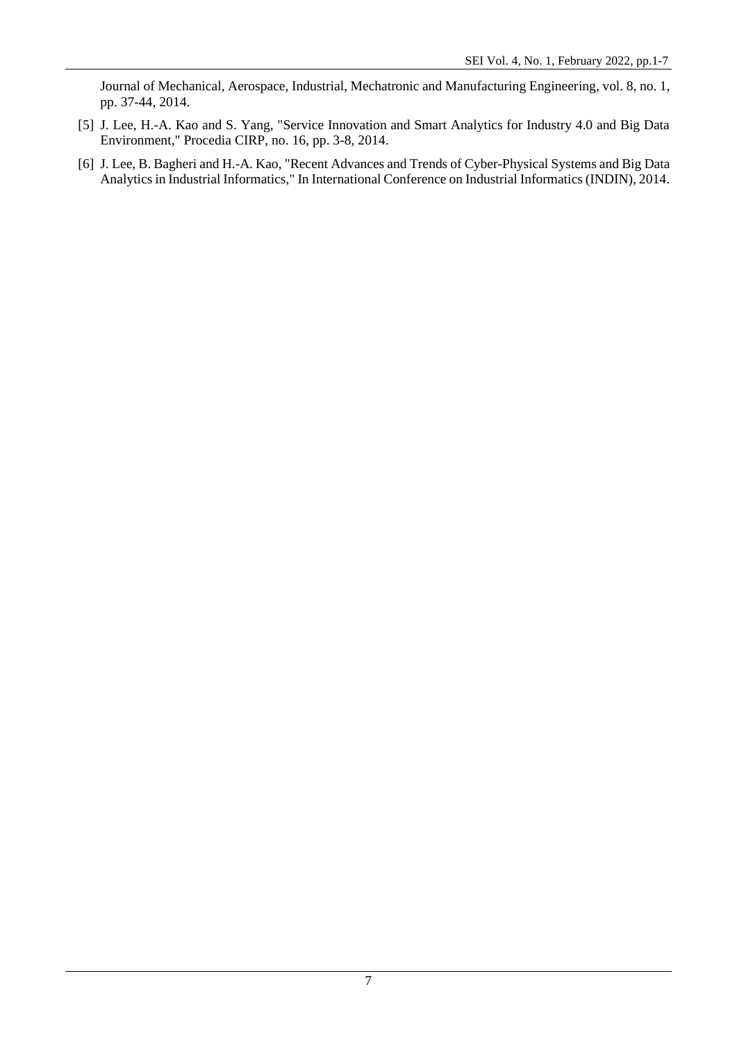Journal of Mechanical, Aerospace, Industrial, Mechatronic and Manufacturing Engineering, vol. 8, no. 1, pp. 37-44, 2014.

[5] J. Lee, H.-A. Kao and S. Yang, "Service Innovation and Smart Analytics for Industry 4.0 and Big Data Environment," Procedia CIRP, no. 16, pp. 3-8, 2014.

[6] J. Lee, B. Bagheri and H.-A. Kao, "Recent Advances and Trends of Cyber-Physical Systems and Big Data Analytics in Industrial Informatics," In International Conference on Industrial Informatics (INDIN), 2014.